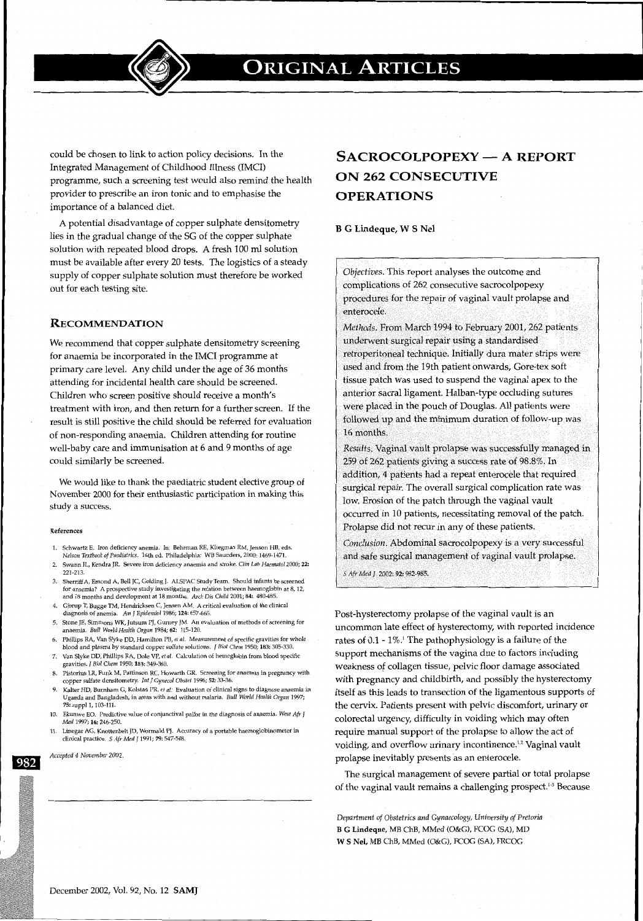could be chosen to link to action policy decisions. In the Integrated Management of Childhood Illness (IMCI) programme, such a screening test would also remind the health provider to prescribe an iron tonic and to emphasise the importance of a balanced diet.

A potential disadvantage of copper sulphate densitometry lies in the gradual change of the SG of the copper sulphate solution with repeated blood drops. A fresh 100 ml solution must be available after every 20 tests. The logistics of a steady supply of copper sulphate solution must therefore be worked out for each testing site.

## RECOMMENDATION

We recommend that copper sulphate densitometry screening for anaemia be incorporated in the IMCI programme at primary care level. Any child under the age of 36 months attending for incidental health care should be screened. Children who screen positive should receive a month's treatment with iron, and then return for a further screen. If the result is still positive the child should be referred for evaluation of non-responding anaemia. Children attending for routine well-baby care and immunisation at 6 and 9 months of age could similarly be screened.

We would like to thank the paediatric student elective group of November 2000 for their enthusiastic participation in making this study a success.

#### References

1. Schwartz E. Iron deficiency anemia. In: Behrman RE, Kliegman RM, Jenson HB, eds. *Nelson Textbook of Paediatrics*. 16th ed. Philadelphia: WB Saunders, 2000: 1469-1471.
2. Swann IL, Kendra JR. Severe iron deficiency anaemia and stroke. *Clin Lab Haematol* 2000; **22**: 221-213.
3. Sherriff A, Emond A, Bell JC, Golding J. ALSPAC Study Team. Should infants be screened for anaemia? A prospective study investigating the relation between haemoglobin at 8, 12, and 18 months and development at 18 months. *Arch Dis Child* 2001; **84**: 480-485.
4. Gjorup T, Bugge TM, Hendricksen C, Jensen AM. A critical evaluation of the clinical diagnosis of anemia. *Am J Epidemiol* 1986; **124**: 657-665.
5. Stone JE, Simmons WK, Jutsum PJ, Gurney JM. An evaluation of methods of screening for anaemia. *Bull World Health Organ* 1984; **62**: 115-120.
6. Phillips RA, Van Slyke DD, Hamilton PB, *et al*. Measurement of specific gravities for whole blood and plasma by standard copper sulfate solutions. *J Biol Chem* 1950; **183**: 305-330.
7. Van Slyke DD, Phillips RA, Dole VP, *et al*. Calculation of hemoglobin from blood specific gravities. *J Biol Chem* 1950; **183**: 349-360.
8. Pistorius LR, Funk M, Pattinson RC, Howarth GR. Screening for anaemia in pregnancy with copper sulfate densitometry. *Int J Gynecol Obstet* 1996; **52**: 33-36.
9. Kalter HD, Burnham G, Kolstad PR, *et al*. Evaluation of clinical signs to diagnose anaemia in Uganda and Bangladesh, in areas with and without malaria. *Bull World Health Organ* 1997; **75**: suppl 1, 103-111.
10. Ekunwe EO. Predictive value of conjunctival pallor in the diagnosis of anaemia. *West Afr J Med* 1997; **16**: 246-250.
11. Linegar AG, Knottenbelt JD, Wormald PJ. Accuracy of a portable haemoglobinometer in clinical practice. *S Afr Med J* 1991; **79**: 547-548.

*Accepted 4 November 2002.*

# SACROCOLPOPEXY — A REPORT ON 262 CONSECUTIVE OPERATIONS

**B G Lindeque, W S Nel**

*Objectives*. This report analyses the outcome and complications of 262 consecutive sacrocolpopexy procedures for the repair of vaginal vault prolapse and enterocele.

*Methods*. From March 1994 to February 2001, 262 patients underwent surgical repair using a standardised retroperitoneal technique. Initially dura mater strips were used and from the 19th patient onwards, Gore-tex soft tissue patch was used to suspend the vaginal apex to the anterior sacral ligament. Halban-type occluding sutures were placed in the pouch of Douglas. All patients were followed up and the minimum duration of follow-up was 16 months.

*Results*. Vaginal vault prolapse was successfully managed in 259 of 262 patients giving a success rate of 98.8%. In addition, 4 patients had a repeat enterocele that required surgical repair. The overall surgical complication rate was low. Erosion of the patch through the vaginal vault occurred in 10 patients, necessitating removal of the patch. Prolapse did not recur in any of these patients.

*Conclusion*. Abdominal sacrocolpopexy is a very successful and safe surgical management of vaginal vault prolapse.

*S Afr Med J* 2002; **92**: 982-985.

Post-hysterectomy prolapse of the vaginal vault is an uncommon late effect of hysterectomy, with reported incidence rates of 0.1 - 1%.[1] The pathophysiology is a failure of the support mechanisms of the vagina due to factors including weakness of collagen tissue, pelvic floor damage associated with pregnancy and childbirth, and possibly the hysterectomy itself as this leads to transection of the ligamentous supports of the cervix. Patients present with pelvic discomfort, urinary or colorectal urgency, difficulty in voiding which may often require manual support of the prolapse to allow the act of voiding, and overflow urinary incontinence.[1,2] Vaginal vault prolapse inevitably presents as an enterocele.

The surgical management of severe partial or total prolapse of the vaginal vault remains a challenging prospect.[1-3] Because

*Department of Obstetrics and Gynaecology, University of Pretoria*
**B G Lindeque**, MB ChB, MMed (O&G), FCOG (SA), MD
**W S Nel**, MB ChB, MMed (O&G), FCOG (SA), FRCOG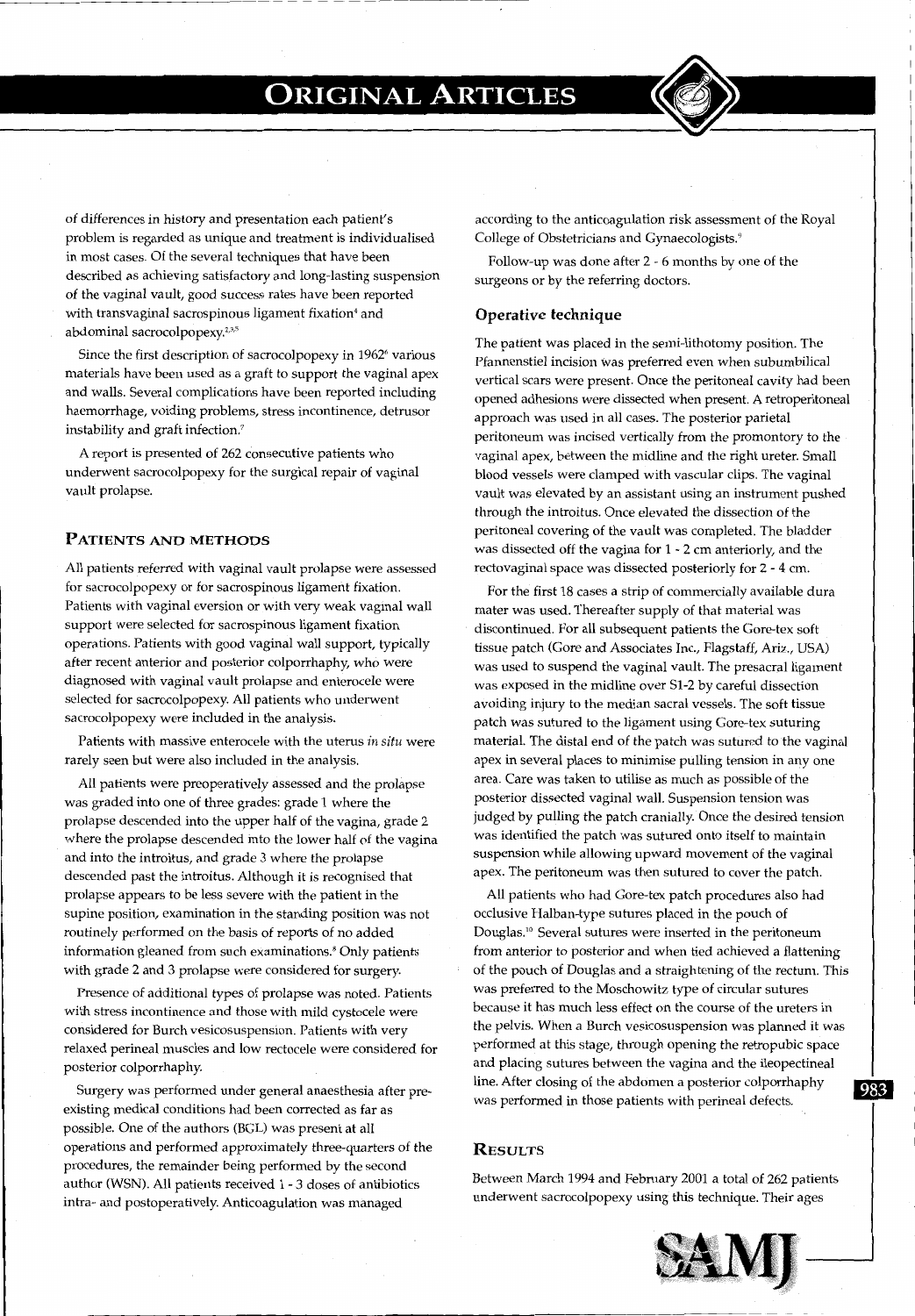of differences in history and presentation each patient's problem is regarded as unique and treatment is individualised in most cases. Of the several techniques that have been described as achieving satisfactory and long-lasting suspension of the vaginal vault, good success rates have been reported with transvaginal sacrospinous ligament fixation[4] and abdominal sacrocolpopexy.[2,3,5]

Since the first description of sacrocolpopexy in 1962[6] various materials have been used as a graft to support the vaginal apex and walls. Several complications have been reported including haemorrhage, voiding problems, stress incontinence, detrusor instability and graft infection.[7]

A report is presented of 262 consecutive patients who underwent sacrocolpopexy for the surgical repair of vaginal vault prolapse.

## Patients and Methods

All patients referred with vaginal vault prolapse were assessed for sacrocolpopexy or for sacrospinous ligament fixation. Patients with vaginal eversion or with very weak vaginal wall support were selected for sacrospinous ligament fixation operations. Patients with good vaginal wall support, typically after recent anterior and posterior colporrhaphy, who were diagnosed with vaginal vault prolapse and enterocele were selected for sacrocolpopexy. All patients who underwent sacrocolpopexy were included in the analysis.

Patients with massive enterocele with the uterus *in situ* were rarely seen but were also included in the analysis.

All patients were preoperatively assessed and the prolapse was graded into one of three grades: grade 1 where the prolapse descended into the upper half of the vagina, grade 2 where the prolapse descended into the lower half of the vagina and into the introitus, and grade 3 where the prolapse descended past the introitus. Although it is recognised that prolapse appears to be less severe with the patient in the supine position, examination in the standing position was not routinely performed on the basis of reports of no added information gleaned from such examinations.[8] Only patients with grade 2 and 3 prolapse were considered for surgery.

Presence of additional types of prolapse was noted. Patients with stress incontinence and those with mild cystocele were considered for Burch vesicosuspension. Patients with very relaxed perineal muscles and low rectocele were considered for posterior colporrhaphy.

Surgery was performed under general anaesthesia after pre-existing medical conditions had been corrected as far as possible. One of the authors (BGL) was present at all operations and performed approximately three-quarters of the procedures, the remainder being performed by the second author (WSN). All patients received 1 - 3 doses of antibiotics intra- and postoperatively. Anticoagulation was managed according to the anticoagulation risk assessment of the Royal College of Obstetricians and Gynaecologists.[9]

Follow-up was done after 2 - 6 months by one of the surgeons or by the referring doctors.

### Operative technique

The patient was placed in the semi-lithotomy position. The Pfannenstiel incision was preferred even when subumbilical vertical scars were present. Once the peritoneal cavity had been opened adhesions were dissected when present. A retroperitoneal approach was used in all cases. The posterior parietal peritoneum was incised vertically from the promontory to the vaginal apex, between the midline and the right ureter. Small blood vessels were clamped with vascular clips. The vaginal vault was elevated by an assistant using an instrument pushed through the introitus. Once elevated the dissection of the peritoneal covering of the vault was completed. The bladder was dissected off the vagina for 1 - 2 cm anteriorly, and the rectovaginal space was dissected posteriorly for 2 - 4 cm.

For the first 18 cases a strip of commercially available dura mater was used. Thereafter supply of that material was discontinued. For all subsequent patients the Gore-tex soft tissue patch (Gore and Associates Inc., Flagstaff, Ariz., USA) was used to suspend the vaginal vault. The presacral ligament was exposed in the midline over S1-2 by careful dissection avoiding injury to the median sacral vessels. The soft tissue patch was sutured to the ligament using Gore-tex suturing material. The distal end of the patch was sutured to the vaginal apex in several places to minimise pulling tension in any one area. Care was taken to utilise as much as possible of the posterior dissected vaginal wall. Suspension tension was judged by pulling the patch cranially. Once the desired tension was identified the patch was sutured onto itself to maintain suspension while allowing upward movement of the vaginal apex. The peritoneum was then sutured to cover the patch.

All patients who had Gore-tex patch procedures also had occlusive Halban-type sutures placed in the pouch of Douglas.[10] Several sutures were inserted in the peritoneum from anterior to posterior and when tied achieved a flattening of the pouch of Douglas and a straightening of the rectum. This was preferred to the Moschowitz type of circular sutures because it has much less effect on the course of the ureters in the pelvis. When a Burch vesicosuspension was planned it was performed at this stage, through opening the retropubic space and placing sutures between the vagina and the ileopectineal line. After closing of the abdomen a posterior colporrhaphy was performed in those patients with perineal defects.

## Results

Between March 1994 and February 2001 a total of 262 patients underwent sacrocolpopexy using this technique. Their ages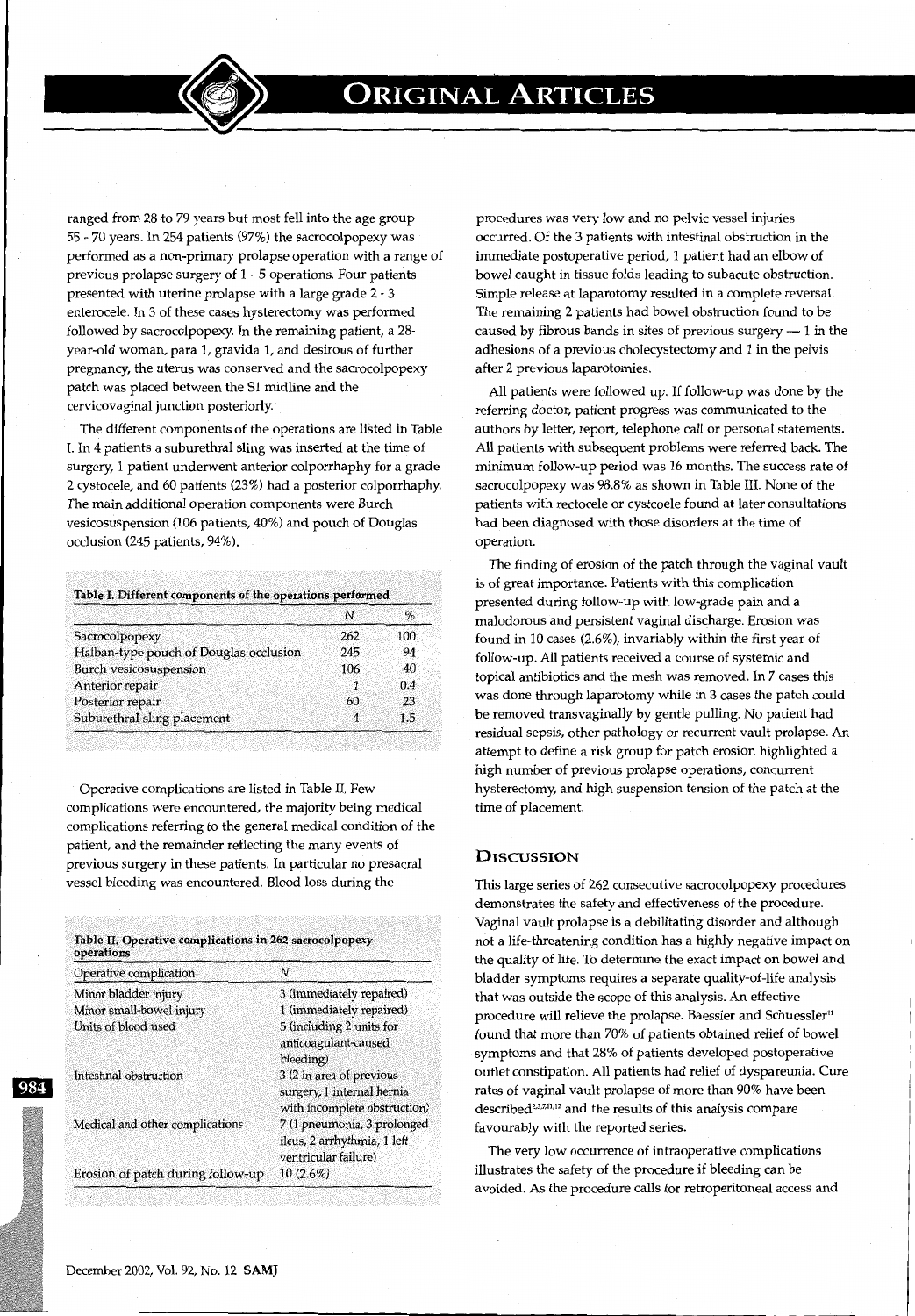ranged from 28 to 79 years but most fell into the age group 55 - 70 years. In 254 patients (97%) the sacrocolpopexy was performed as a non-primary prolapse operation with a range of previous prolapse surgery of 1 - 5 operations. Four patients presented with uterine prolapse with a large grade 2 - 3 enterocele. In 3 of these cases hysterectomy was performed followed by sacrocolpopexy. In the remaining patient, a 28-year-old woman, para 1, gravida 1, and desirous of further pregnancy, the uterus was conserved and the sacrocolpopexy patch was placed between the S1 midline and the cervicovaginal junction posteriorly.

The different components of the operations are listed in Table I. In 4 patients a suburethral sling was inserted at the time of surgery, 1 patient underwent anterior colporrhaphy for a grade 2 cystocele, and 60 patients (23%) had a posterior colporrhaphy. The main additional operation components were Burch vesicosuspension (106 patients, 40%) and pouch of Douglas occlusion (245 patients, 94%).

**Table I. Different components of the operations performed**

| | N | % |
|---|---|---|
| Sacrocolpopexy | 262 | 100 |
| Halban-type pouch of Douglas occlusion | 245 | 94 |
| Burch vesicosuspension | 106 | 40 |
| Anterior repair | 1 | 0.4 |
| Posterior repair | 60 | 23 |
| Suburethral sling placement | 4 | 1.5 |

Operative complications are listed in Table II. Few complications were encountered, the majority being medical complications referring to the general medical condition of the patient, and the remainder reflecting the many events of previous surgery in these patients. In particular no presacral vessel bleeding was encountered. Blood loss during the procedures was very low and no pelvic vessel injuries occurred. Of the 3 patients with intestinal obstruction in the immediate postoperative period, 1 patient had an elbow of bowel caught in tissue folds leading to subacute obstruction. Simple release at laparotomy resulted in a complete reversal. The remaining 2 patients had bowel obstruction found to be caused by fibrous bands in sites of previous surgery — 1 in the adhesions of a previous cholecystectomy and 1 in the pelvis after 2 previous laparotomies.

**Table II. Operative complications in 262 sacrocolpopexy operations**

| Operative complication | N |
|---|---|
| Minor bladder injury | 3 (immediately repaired) |
| Minor small-bowel injury | 1 (immediately repaired) |
| Units of blood used | 5 (including 2 units for anticoagulant-caused bleeding) |
| Intestinal obstruction | 3 (2 in area of previous surgery, 1 internal hernia with incomplete obstruction) |
| Medical and other complications | 7 (1 pneumonia, 3 prolonged ileus, 2 arrhythmia, 1 left ventricular failure) |
| Erosion of patch during follow-up | 10 (2.6%) |

All patients were followed up. If follow-up was done by the referring doctor, patient progress was communicated to the authors by letter, report, telephone call or personal statements. All patients with subsequent problems were referred back. The minimum follow-up period was 16 months. The success rate of sacrocolpopexy was 98.8% as shown in Table III. None of the patients with rectocele or cystcoele found at later consultations had been diagnosed with those disorders at the time of operation.

The finding of erosion of the patch through the vaginal vault is of great importance. Patients with this complication presented during follow-up with low-grade pain and a malodorous and persistent vaginal discharge. Erosion was found in 10 cases (2.6%), invariably within the first year of follow-up. All patients received a course of systemic and topical antibiotics and the mesh was removed. In 7 cases this was done through laparotomy while in 3 cases the patch could be removed transvaginally by gentle pulling. No patient had residual sepsis, other pathology or recurrent vault prolapse. An attempt to define a risk group for patch erosion highlighted a high number of previous prolapse operations, concurrent hysterectomy, and high suspension tension of the patch at the time of placement.

## Discussion

This large series of 262 consecutive sacrocolpopexy procedures demonstrates the safety and effectiveness of the procedure. Vaginal vault prolapse is a debilitating disorder and although not a life-threatening condition has a highly negative impact on the quality of life. To determine the exact impact on bowel and bladder symptoms requires a separate quality-of-life analysis that was outside the scope of this analysis. An effective procedure will relieve the prolapse. Baessler and Schuessler[11] found that more than 70% of patients obtained relief of bowel symptoms and that 28% of patients developed postoperative outlet constipation. All patients had relief of dyspareunia. Cure rates of vaginal vault prolapse of more than 90% have been described[2,3,7,11,12] and the results of this analysis compare favourably with the reported series.

The very low occurrence of intraoperative complications illustrates the safety of the procedure if bleeding can be avoided. As the procedure calls for retroperitoneal access and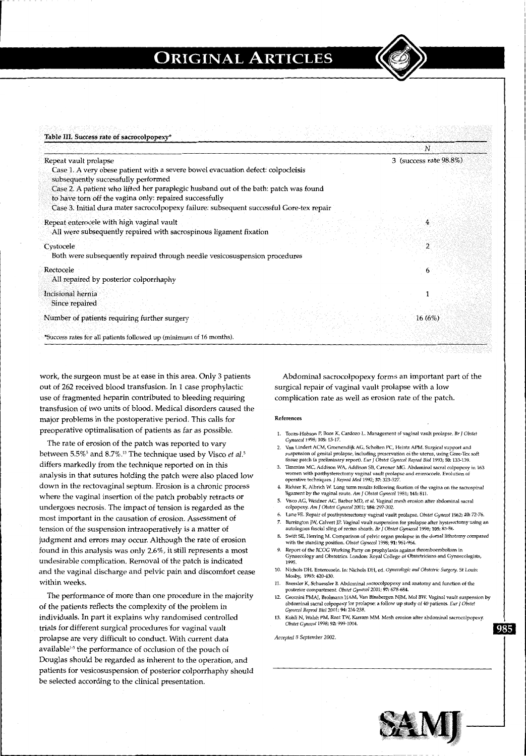**Table III. Success rate of sacrocolpopexy***

| | N |
|---|---|
| Repeat vault prolapse | 3 (success rate 98.8%) |
| Case 1. A very obese patient with a severe bowel evacuation defect: colpocleisis subsequently successfully performed | |
| Case 2. A patient who lifted her paraplegic husband out of the bath: patch was found to have torn off the vagina only: repaired successfully | |
| Case 3. Initial dura mater sacrocolpopexy failure: subsequent successful Gore-tex repair | |
| Repeat enterocele with high vaginal vault | 4 |
| All were subsequently repaired with sacrospinous ligament fixation | |
| Cystocele | 2 |
| Both were subsequently repaired through needle vesicosuspension procedures | |
| Rectocele | 6 |
| All repaired by posterior colporrhaphy | |
| Incisional hernia | 1 |
| Since repaired | |
| Number of patients requiring further surgery | 16 (6%) |

*Success rates for all patients followed up (minimum of 16 months).

work, the surgeon must be at ease in this area. Only 3 patients out of 262 received blood transfusion. In 1 case prophylactic use of fragmented heparin contributed to bleeding requiring transfusion of two units of blood. Medical disorders caused the major problems in the postoperative period. This calls for preoperative optimalisation of patients as far as possible.

The rate of erosion of the patch was reported to vary between 5.5%[5] and 8.7%.[13] The technique used by Visco *et al.*[5] differs markedly from the technique reported on in this analysis in that sutures holding the patch were also placed low down in the rectovaginal septum. Erosion is a chronic process where the vaginal insertion of the patch probably retracts or undergoes necrosis. The impact of tension is regarded as the most important in the causation of erosion. Assessment of tension of the suspension intraoperatively is a matter of judgment and errors may occur. Although the rate of erosion found in this analysis was only 2.6%, it still represents a most undesirable complication. Removal of the patch is indicated and the vaginal discharge and pelvic pain and discomfort cease within weeks.

The performance of more than one procedure in the majority of the patients reflects the complexity of the problem in individuals. In part it explains why randomised controlled trials for different surgical procedures for vaginal vault prolapse are very difficult to conduct. With current data available[1-3] the performance of occlusion of the pouch of Douglas should be regarded as inherent to the operation, and patients for vesicosuspension of posterior colporrhaphy should be selected according to the clinical presentation.

Abdominal sacrocolpopexy forms an important part of the surgical repair of vaginal vault prolapse with a low complication rate as well as erosion rate of the patch.

#### References

1. Toozs-Hobson P, Boos K, Cardozo L. Management of vaginal vault prolapse. *Br J Obstet Gynaecol* 1998; **105:** 13-17.
2. Van Lindert ACM, Groenendijk AG, Scholten PC, Heintz APM. Surgical support and suspension of genital prolapse, including preservation of the uterus, using Gore-Tex soft tissue patch (a preliminary report). *Eur J Obstet Gynecol Reprod Biol* 1993; **50:** 133-139.
3. Timmins MC, Addison WA, Addison SB, Cavenar MG. Abdominal sacral colpopexy in 163 women with posthysterectomy vaginal vault prolapse and enterocoele. Evolution of operative techniques. *J Reprod Med* 1992; **37:** 323-327.
4. Richter K, Albrich W. Long term results following fixation of the vagina on the sacrospinal ligament by the vaginal route. *Am J Obstet Gynecol* 1981; **141:** 811.
5. Visco AG, Weidner AC, Barber MD, *et al.* Vaginal mesh erosion after abdominal sacral colpopexy. *Am J Obstet Gynecol* 2001; **184:** 297-302.
6. Lane FE. Repair of posthysterectomy vaginal vault prolapse. *Obstet Gynecol* 1962; **20:** 72-76.
7. Barrington JW, Calvert JP. Vaginal vault suspension for prolapse after hysterectomy using an autologous fascial sling of rectus sheath. *Br J Obstet Gynaecol* 1998; **105:** 83-86.
8. Swift SE, Herring M. Comparison of pelvic organ prolapse in the dorsal lithotomy compared with the standing position. *Obstet Gynecol* 1998; **91:** 961-964.
9. Report of the RCOG Working Party on prophylaxis against thromboembolism in Gynaecology and Obstetrics. London: Royal College of Obstetricians and Gynaecologists, 1995.
10. Nichols DH. Enterocoele. In: Nichols DH, ed. *Gynecologic and Obstetric Surgery*. St Louis: Mosby, 1993: 420-430.
11. Baessler K, Schuessler B. Abdominal sacrocolpopexy and anatomy and function of the posterior compartment. *Obstet Gynecol* 2001; **97:** 678-684.
12. Geomini PMAJ, Brolmann HAM, Van Binsbergen NJM, Mol BW. Vaginal vault suspension by abdominal sacral colpopexy for prolapse: a follow up study of 40 patients. *Eur J Obstet Gynecol Reprod Biol* 2001; **94:** 234-238.
13. Kohli N, Walsh PM, Roat TW, Karram MM. Mesh erosion after abdominal sacrocolpopexy. *Obstet Gynecol* 1998; **92:** 999-1004.

*Accepted 5 September 2002.*